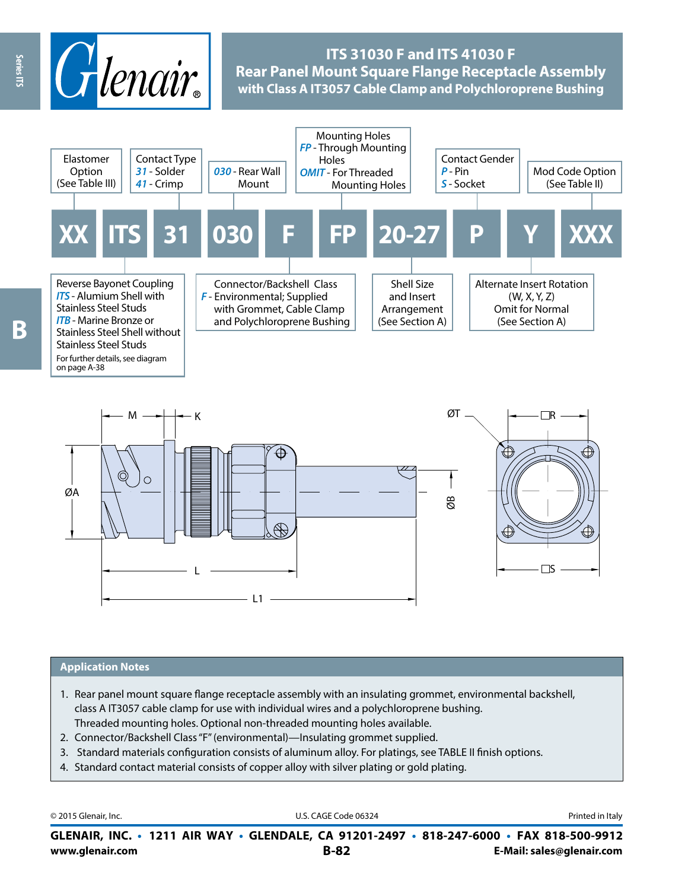# ITS 31030 F and ITS 41030 F
## Rear Panel Mount Square Flange Receptacle Assembly
### with Class A IT3057 Cable Clamp and Polychloroprene Bushing

| XX | ITS | 31 | 030 | F | FP | 20-27 | P | Y | XXX |
|---|---|---|---|---|---|---|---|---|---|

- **XX** – Elastomer Option (See Table III)
- **ITS** – Reverse Bayonet Coupling
  - *ITS* - Alumium Shell with Stainless Steel Studs
  - *ITB* - Marine Bronze or Stainless Steel Shell without Stainless Steel Studs
  - For further details, see diagram on page A-38
- **31** – Contact Type
  - *31* - Solder
  - *41* - Crimp
- **030** – *030* - Rear Wall Mount
- **F** – Connector/Backshell Class
  - *F* - Environmental; Supplied with Grommet, Cable Clamp and Polychloroprene Bushing
- **FP** – Mounting Holes
  - *FP* - Through Mounting Holes
  - *OMIT* - For Threaded Mounting Holes
- **20-27** – Shell Size and Insert Arrangement (See Section A)
- **P** – Contact Gender
  - *P* - Pin
  - *S* - Socket
- **Y** – Alternate Insert Rotation (W, X, Y, Z) Omit for Normal (See Section A)
- **XXX** – Mod Code Option (See Table II)

M K ØA L L1 ØB ØT □R □S

## Application Notes

1. Rear panel mount square flange receptacle assembly with an insulating grommet, environmental backshell, class A IT3057 cable clamp for use with individual wires and a polychloroprene bushing. Threaded mounting holes. Optional non-threaded mounting holes available.
2. Connector/Backshell Class "F" (environmental)—Insulating grommet supplied.
3. Standard materials configuration consists of aluminum alloy. For platings, see TABLE II finish options.
4. Standard contact material consists of copper alloy with silver plating or gold plating.

© 2015 Glenair, Inc. U.S. CAGE Code 06324 Printed in Italy

**GLENAIR, INC. • 1211 AIR WAY • GLENDALE, CA 91201-2497 • 818-247-6000 • FAX 818-500-9912**
**www.glenair.com** **B-82** **E-Mail: sales@glenair.com**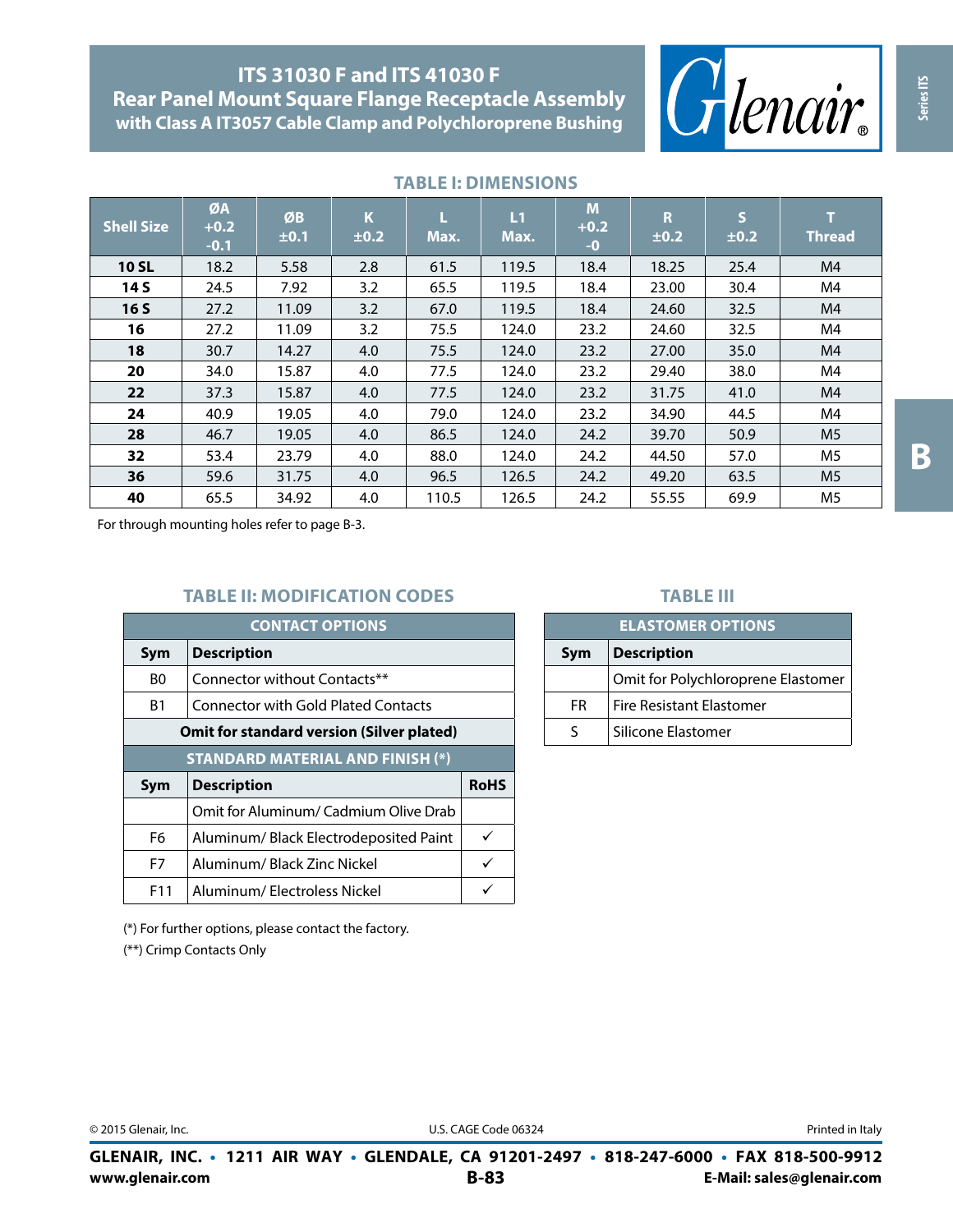# ITS 31030 F and ITS 41030 F
## Rear Panel Mount Square Flange Receptacle Assembly
### with Class A IT3057 Cable Clamp and Polychloroprene Bushing

### TABLE I: DIMENSIONS

| Shell Size | ØA +0.2 -0.1 | ØB ±0.1 | K ±0.2 | L Max. | L1 Max. | M +0.2 -0 | R ±0.2 | S ±0.2 | T Thread |
|---|---|---|---|---|---|---|---|---|---|
| **10 SL** | 18.2 | 5.58 | 2.8 | 61.5 | 119.5 | 18.4 | 18.25 | 25.4 | M4 |
| **14 S** | 24.5 | 7.92 | 3.2 | 65.5 | 119.5 | 18.4 | 23.00 | 30.4 | M4 |
| **16 S** | 27.2 | 11.09 | 3.2 | 67.0 | 119.5 | 18.4 | 24.60 | 32.5 | M4 |
| **16** | 27.2 | 11.09 | 3.2 | 75.5 | 124.0 | 23.2 | 24.60 | 32.5 | M4 |
| **18** | 30.7 | 14.27 | 4.0 | 75.5 | 124.0 | 23.2 | 27.00 | 35.0 | M4 |
| **20** | 34.0 | 15.87 | 4.0 | 77.5 | 124.0 | 23.2 | 29.40 | 38.0 | M4 |
| **22** | 37.3 | 15.87 | 4.0 | 77.5 | 124.0 | 23.2 | 31.75 | 41.0 | M4 |
| **24** | 40.9 | 19.05 | 4.0 | 79.0 | 124.0 | 23.2 | 34.90 | 44.5 | M4 |
| **28** | 46.7 | 19.05 | 4.0 | 86.5 | 124.0 | 24.2 | 39.70 | 50.9 | M5 |
| **32** | 53.4 | 23.79 | 4.0 | 88.0 | 124.0 | 24.2 | 44.50 | 57.0 | M5 |
| **36** | 59.6 | 31.75 | 4.0 | 96.5 | 126.5 | 24.2 | 49.20 | 63.5 | M5 |
| **40** | 65.5 | 34.92 | 4.0 | 110.5 | 126.5 | 24.2 | 55.55 | 69.9 | M5 |

For through mounting holes refer to page B-3.

### TABLE II: MODIFICATION CODES

| CONTACT OPTIONS | | |
|---|---|---|
| **Sym** | **Description** | |
| B0 | Connector without Contacts** | |
| B1 | Connector with Gold Plated Contacts | |
| **Omit for standard version (Silver plated)** | | |
| **STANDARD MATERIAL AND FINISH (*)** | | |
| **Sym** | **Description** | **RoHS** |
| | Omit for Aluminum/ Cadmium Olive Drab | |
| F6 | Aluminum/ Black Electrodeposited Paint | ✓ |
| F7 | Aluminum/ Black Zinc Nickel | ✓ |
| F11 | Aluminum/ Electroless Nickel | ✓ |

(*) For further options, please contact the factory.

(**) Crimp Contacts Only

### TABLE III

| ELASTOMER OPTIONS | |
|---|---|
| **Sym** | **Description** |
| | Omit for Polychloroprene Elastomer |
| FR | Fire Resistant Elastomer |
| S | Silicone Elastomer |

© 2015 Glenair, Inc. U.S. CAGE Code 06324 Printed in Italy

**GLENAIR, INC. • 1211 AIR WAY • GLENDALE, CA 91201-2497 • 818-247-6000 • FAX 818-500-9912**

**www.glenair.com** **E-Mail: sales@glenair.com**